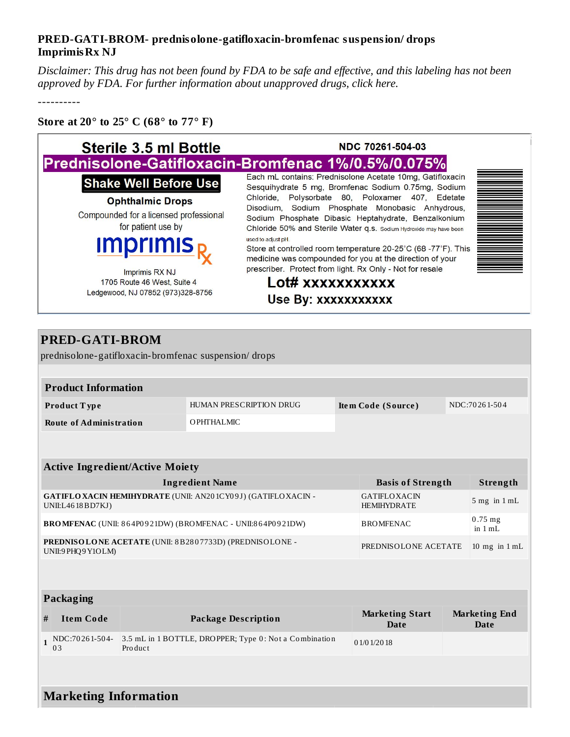**PRED-GATI-BROM- prednisolone-gatifloxacin-bromfenac suspension/ drops**
**Imprimis Rx NJ**

*Disclaimer: This drug has not been found by FDA to be safe and effective, and this labeling has not been approved by FDA. For further information about unapproved drugs, click here.*

----------

**Store at 20° to 25° C (68° to 77° F)**

Sterile 3.5 ml Bottle

NDC 70261-504-03

**Prednisolone-Gatifloxacin-Bromfenac 1%/0.5%/0.075%**

**Shake Well Before Use**

**Ophthalmic Drops**

Compounded for a licensed professional for patient use by

imprimis Rx

Imprimis RX NJ
1705 Route 46 West, Suite 4
Ledgewood, NJ 07852 (973)328-8756

Each mL contains: Prednisolone Acetate 10mg, Gatifloxacin Sesquihydrate 5 mg, Bromfenac Sodium 0.75mg, Sodium Chloride, Polysorbate 80, Poloxamer 407, Edetate Disodium, Sodium Phosphate Monobasic Anhydrous, Sodium Phosphate Dibasic Heptahydrate, Benzalkonium Chloride 50% and Sterile Water q.s. Sodium Hydroxide may have been used to adjust pH.

Store at controlled room temperature 20-25°C (68 -77°F). This medicine was compounded for you at the direction of your prescriber. Protect from light. Rx Only - Not for resale

Lot# xxxxxxxxxxx

Use By: xxxxxxxxxxx

## PRED-GATI-BROM

prednisolone-gatifloxacin-bromfenac suspension/ drops

| Product Information | | | |
|---|---|---|---|
| Product Type | HUMAN PRESCRIPTION DRUG | Item Code (Source) | NDC:70261-504 |
| Route of Administration | OPHTHALMIC | | |

| Active Ingredient/Active Moiety | | |
|---|---|---|
| Ingredient Name | Basis of Strength | Strength |
| **GATIFLOXACIN HEMIHYDRATE** (UNII: AN201CY09J) (GATIFLOXACIN - UNII:L4618BD7KJ) | GATIFLOXACIN HEMIHYDRATE | 5 mg in 1 mL |
| **BROMFENAC** (UNII: 864P0921DW) (BROMFENAC - UNII:864P0921DW) | BROMFENAC | 0.75 mg in 1 mL |
| **PREDNISOLONE ACETATE** (UNII: 8B2807733D) (PREDNISOLONE - UNII:9PHQ9Y1OLM) | PREDNISOLONE ACETATE | 10 mg in 1 mL |

| Packaging | | | | |
|---|---|---|---|---|
| # | Item Code | Package Description | Marketing Start Date | Marketing End Date |
| 1 | NDC:70261-504-03 | 3.5 mL in 1 BOTTLE, DROPPER; Type 0: Not a Combination Product | 01/01/2018 | |

## Marketing Information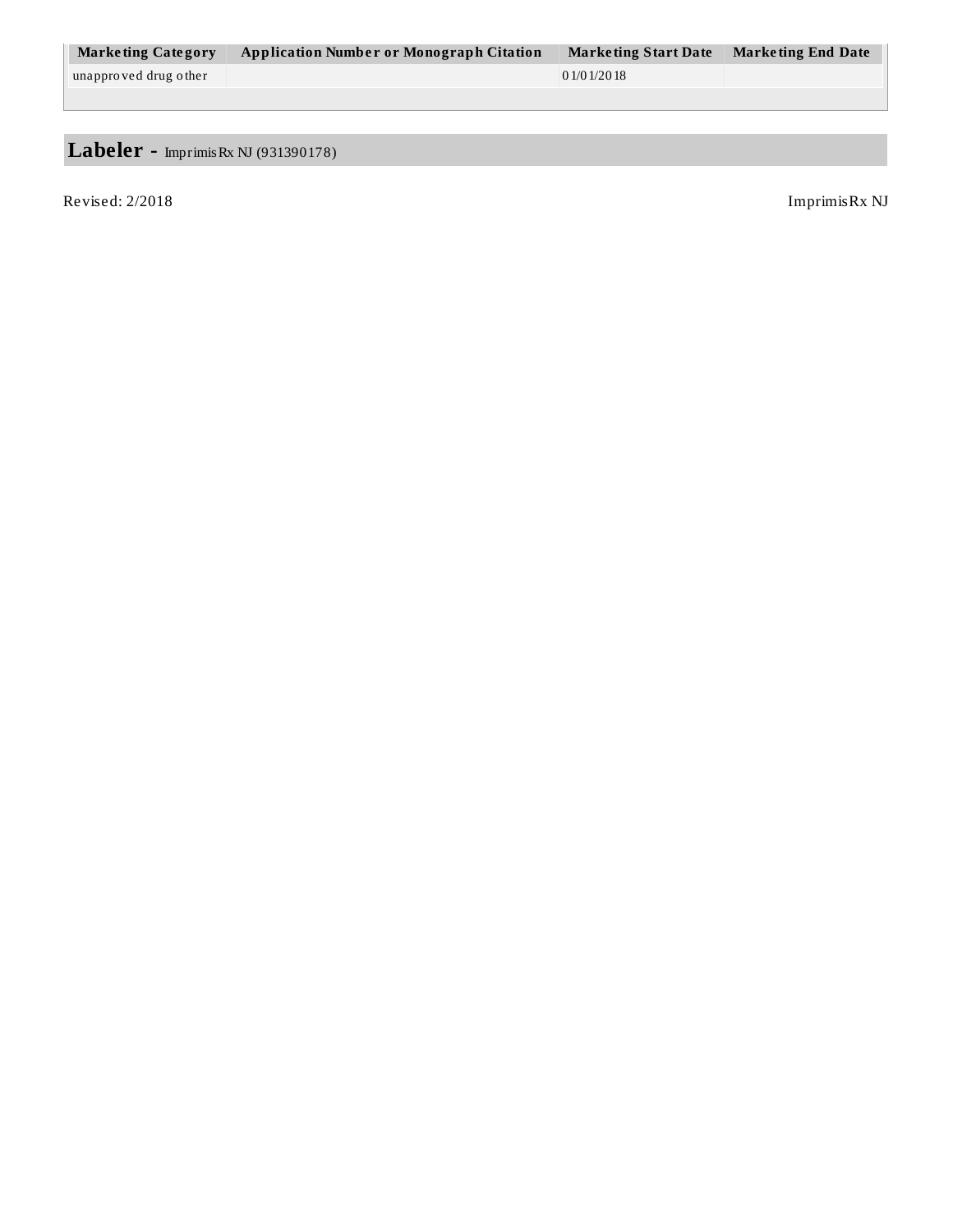| Marketing Category | Application Number or Monograph Citation | Marketing Start Date | Marketing End Date |
| --- | --- | --- | --- |
| unapproved drug other | | 01/01/2018 | |

## Labeler - ImprimisRx NJ (931390178)

Revised: 2/2018

ImprimisRx NJ